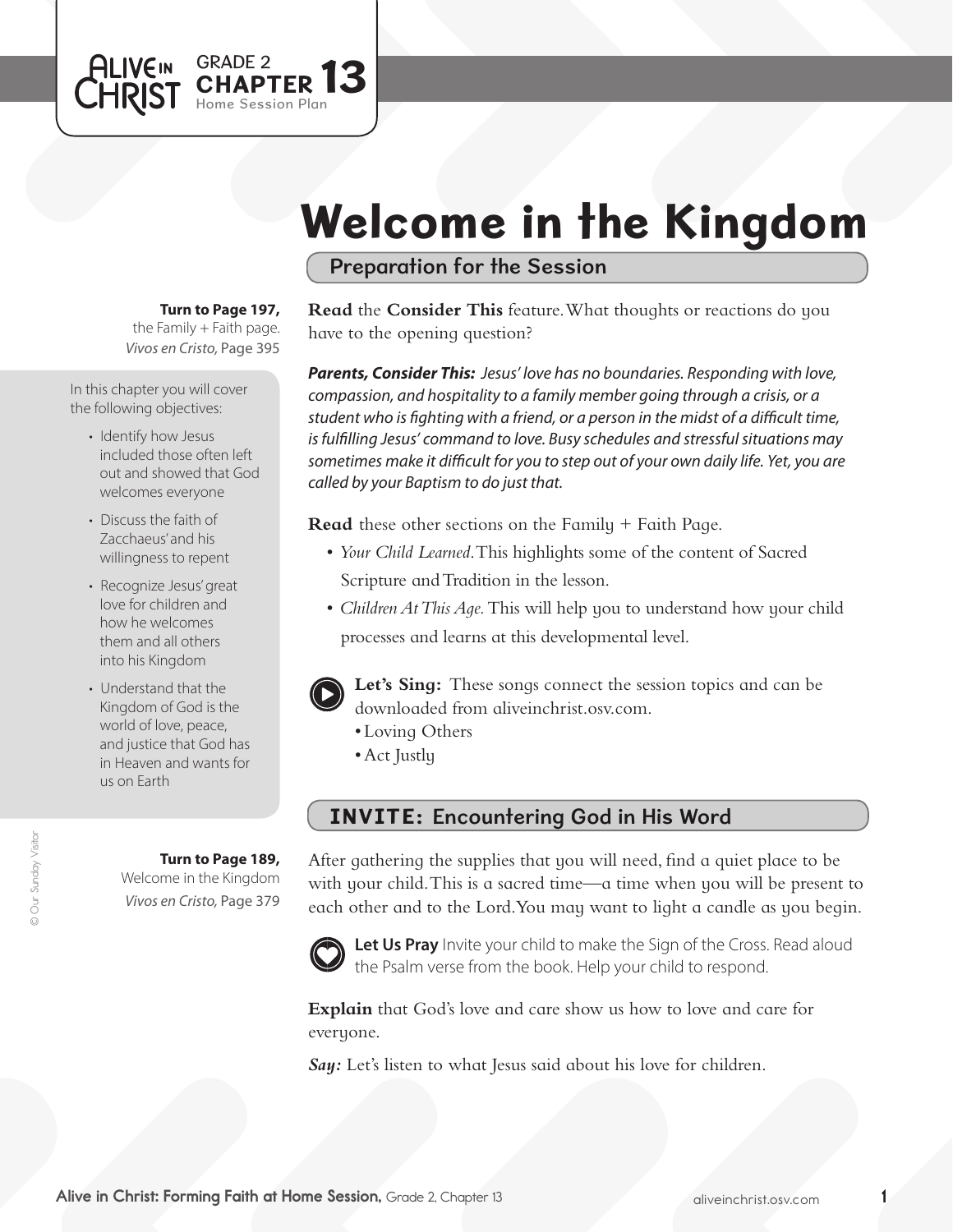ALIVE IN CHRIST GRADE 2 **CHAPTER 13** Home Session Plan

# Welcome in the Kingdom

## Preparation for the Session

**Turn to Page 197,** the Family + Faith page.
*Vivos en Cristo,* Page 395

In this chapter you will cover the following objectives:

- Identify how Jesus included those often left out and showed that God welcomes everyone
- Discuss the faith of Zacchaeus' and his willingness to repent
- Recognize Jesus' great love for children and how he welcomes them and all others into his Kingdom
- Understand that the Kingdom of God is the world of love, peace, and justice that God has in Heaven and wants for us on Earth

**Read** the **Consider This** feature. What thoughts or reactions do you have to the opening question?

***Parents, Consider This:*** *Jesus' love has no boundaries. Responding with love, compassion, and hospitality to a family member going through a crisis, or a student who is fighting with a friend, or a person in the midst of a difficult time, is fulfilling Jesus' command to love. Busy schedules and stressful situations may sometimes make it difficult for you to step out of your own daily life. Yet, you are called by your Baptism to do just that.*

**Read** these other sections on the Family + Faith Page.

- *Your Child Learned.* This highlights some of the content of Sacred Scripture and Tradition in the lesson.
- *Children At This Age.* This will help you to understand how your child processes and learns at this developmental level.

**Let's Sing:** These songs connect the session topics and can be downloaded from aliveinchrist.osv.com.

- Loving Others
- Act Justly

## INVITE: Encountering God in His Word

**Turn to Page 189,** Welcome in the Kingdom
*Vivos en Cristo,* Page 379

After gathering the supplies that you will need, find a quiet place to be with your child. This is a sacred time—a time when you will be present to each other and to the Lord. You may want to light a candle as you begin.

**Let Us Pray** Invite your child to make the Sign of the Cross. Read aloud the Psalm verse from the book. Help your child to respond.

**Explain** that God's love and care show us how to love and care for everyone.

***Say:*** Let's listen to what Jesus said about his love for children.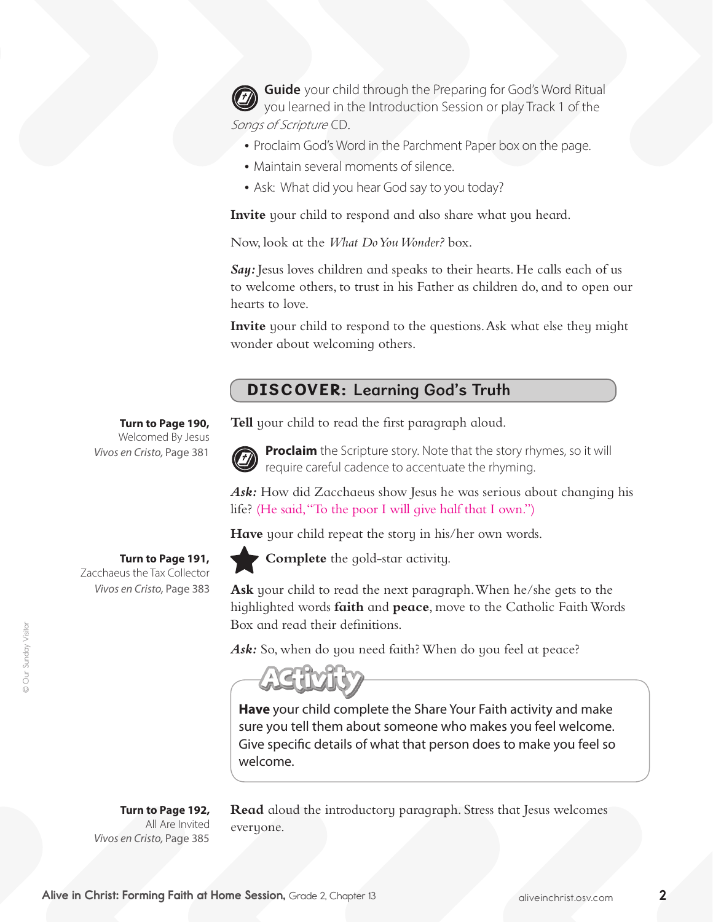**Guide** your child through the Preparing for God's Word Ritual you learned in the Introduction Session or play Track 1 of the *Songs of Scripture* CD.

- Proclaim God's Word in the Parchment Paper box on the page.
- Maintain several moments of silence.
- Ask: What did you hear God say to you today?

**Invite** your child to respond and also share what you heard.

Now, look at the *What Do You Wonder?* box.

***Say:*** Jesus loves children and speaks to their hearts. He calls each of us to welcome others, to trust in his Father as children do, and to open our hearts to love.

**Invite** your child to respond to the questions. Ask what else they might wonder about welcoming others.

## DISCOVER: Learning God's Truth

**Turn to Page 190,**
Welcomed By Jesus
*Vivos en Cristo,* Page 381

**Tell** your child to read the first paragraph aloud.

**Proclaim** the Scripture story. Note that the story rhymes, so it will require careful cadence to accentuate the rhyming.

***Ask:*** How did Zacchaeus show Jesus he was serious about changing his life? (He said, "To the poor I will give half that I own.")

**Have** your child repeat the story in his/her own words.

**Turn to Page 191,**
Zacchaeus the Tax Collector
*Vivos en Cristo,* Page 383

**Complete** the gold-star activity.

**Ask** your child to read the next paragraph. When he/she gets to the highlighted words **faith** and **peace**, move to the Catholic Faith Words Box and read their definitions.

***Ask:*** So, when do you need faith? When do you feel at peace?

**Activity**

**Have** your child complete the Share Your Faith activity and make sure you tell them about someone who makes you feel welcome. Give specific details of what that person does to make you feel so welcome.

**Turn to Page 192,**
All Are Invited
*Vivos en Cristo,* Page 385

**Read** aloud the introductory paragraph. Stress that Jesus welcomes everyone.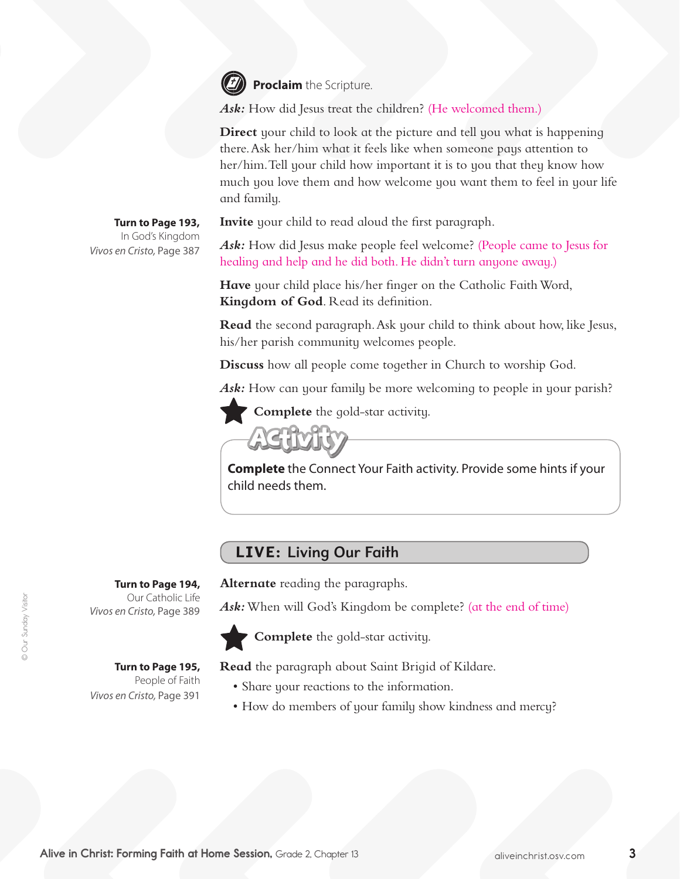**Proclaim** the Scripture.

***Ask:*** How did Jesus treat the children? (He welcomed them.)

**Direct** your child to look at the picture and tell you what is happening there. Ask her/him what it feels like when someone pays attention to her/him. Tell your child how important it is to you that they know how much you love them and how welcome you want them to feel in your life and family.

**Turn to Page 193,**
In God's Kingdom
*Vivos en Cristo*, Page 387

**Invite** your child to read aloud the first paragraph.

***Ask:*** How did Jesus make people feel welcome? (People came to Jesus for healing and help and he did both. He didn't turn anyone away.)

**Have** your child place his/her finger on the Catholic Faith Word, **Kingdom of God**. Read its definition.

**Read** the second paragraph. Ask your child to think about how, like Jesus, his/her parish community welcomes people.

**Discuss** how all people come together in Church to worship God.

***Ask:*** How can your family be more welcoming to people in your parish?

★ **Complete** the gold-star activity.

**Activity**

**Complete** the Connect Your Faith activity. Provide some hints if your child needs them.

## LIVE: Living Our Faith

**Turn to Page 194,**
Our Catholic Life
*Vivos en Cristo*, Page 389

**Alternate** reading the paragraphs.

***Ask:*** When will God's Kingdom be complete? (at the end of time)

★ **Complete** the gold-star activity.

**Turn to Page 195,**
People of Faith
*Vivos en Cristo*, Page 391

**Read** the paragraph about Saint Brigid of Kildare.

- Share your reactions to the information.
- How do members of your family show kindness and mercy?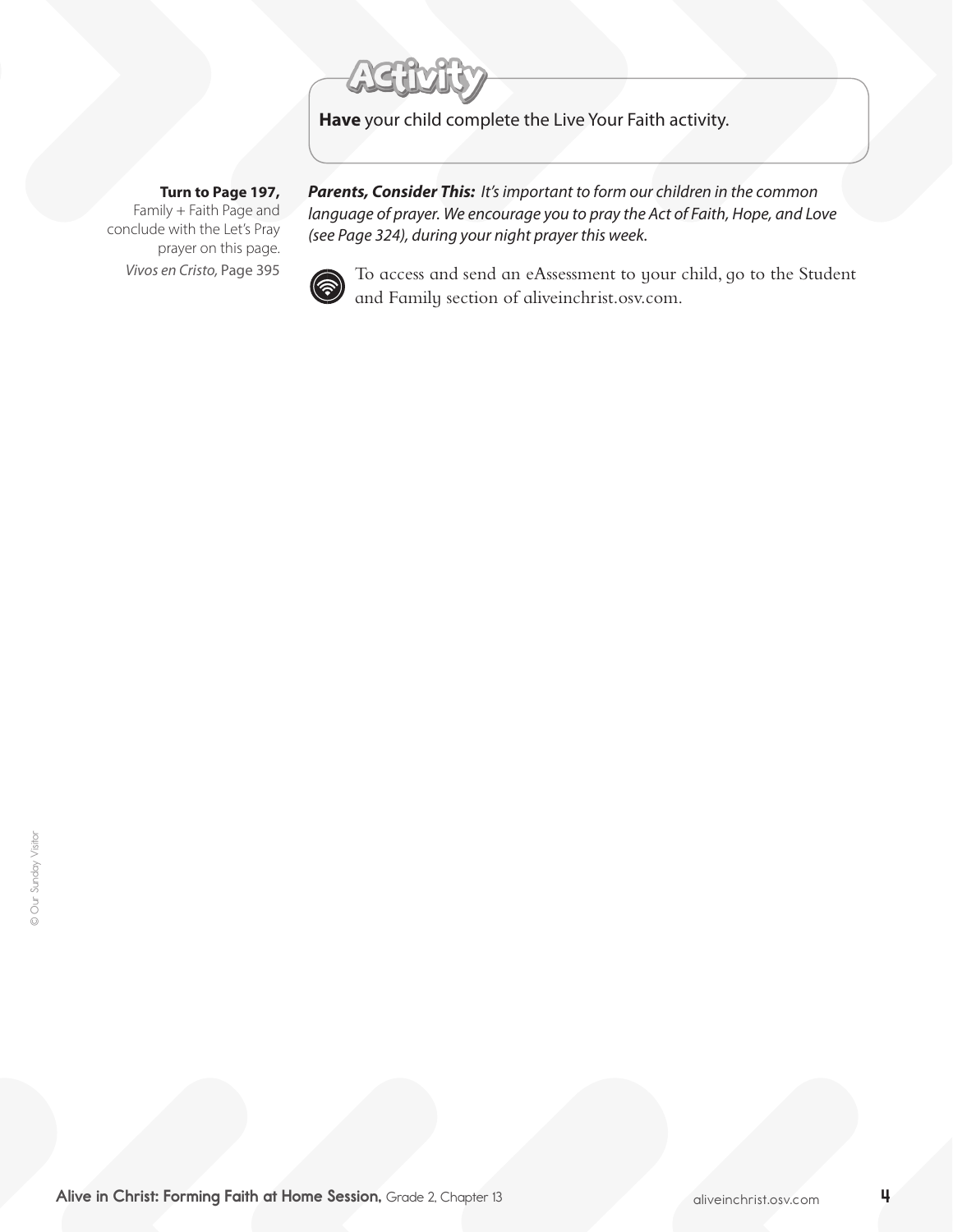## Activity

**Have** your child complete the Live Your Faith activity.

**Turn to Page 197,** Family + Faith Page and conclude with the Let's Pray prayer on this page.
*Vivos en Cristo,* Page 395

***Parents, Consider This:*** *It's important to form our children in the common language of prayer. We encourage you to pray the Act of Faith, Hope, and Love (see Page 324), during your night prayer this week.*

To access and send an eAssessment to your child, go to the Student and Family section of aliveinchrist.osv.com.